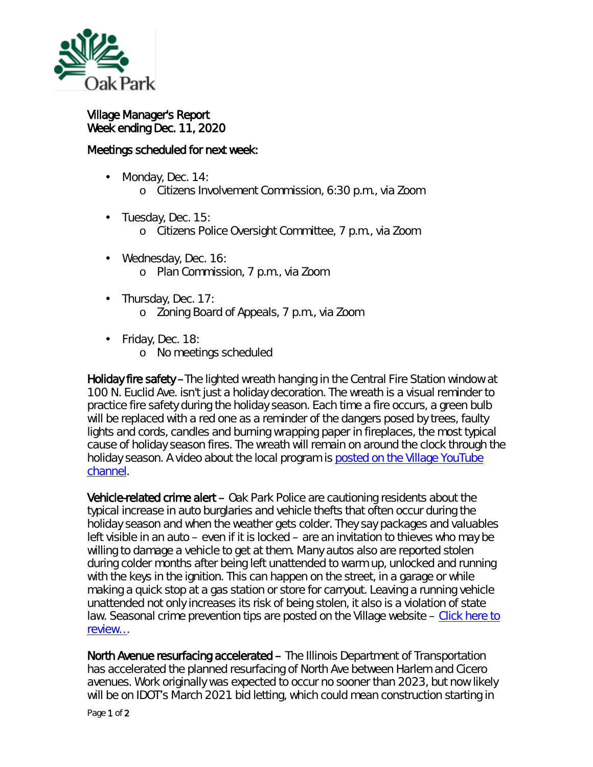Oak Park

Village Manager's Report
Week ending Dec. 11, 2020

Meetings scheduled for next week:

- Monday, Dec. 14:
  - Citizens Involvement Commission, 6:30 p.m., via Zoom
- Tuesday, Dec. 15:
  - Citizens Police Oversight Committee, 7 p.m., via Zoom
- Wednesday, Dec. 16:
  - Plan Commission, 7 p.m., via Zoom
- Thursday, Dec. 17:
  - Zoning Board of Appeals, 7 p.m., via Zoom
- Friday, Dec. 18:
  - No meetings scheduled

**Holiday fire safety** – The lighted wreath hanging in the Central Fire Station window at 100 N. Euclid Ave. isn't just a holiday decoration. The wreath is a visual reminder to practice fire safety during the holiday season. Each time a fire occurs, a green bulb will be replaced with a red one as a reminder of the dangers posed by trees, faulty lights and cords, candles and burning wrapping paper in fireplaces, the most typical cause of holiday season fires. The wreath will remain on around the clock through the holiday season. A video about the local program is [posted on the Village YouTube channel](#).

**Vehicle-related crime alert** – Oak Park Police are cautioning residents about the typical increase in auto burglaries and vehicle thefts that often occur during the holiday season and when the weather gets colder. They say packages and valuables left visible in an auto – even if it is locked – are an invitation to thieves who may be willing to damage a vehicle to get at them. Many autos also are reported stolen during colder months after being left unattended to warm up, unlocked and running with the keys in the ignition. This can happen on the street, in a garage or while making a quick stop at a gas station or store for carryout. Leaving a running vehicle unattended not only increases its risk of being stolen, it also is a violation of state law. Seasonal crime prevention tips are posted on the Village website – [Click here to review…](#)

**North Avenue resurfacing accelerated** – The Illinois Department of Transportation has accelerated the planned resurfacing of North Ave between Harlem and Cicero avenues. Work originally was expected to occur no sooner than 2023, but now likely will be on IDOT's March 2021 bid letting, which could mean construction starting in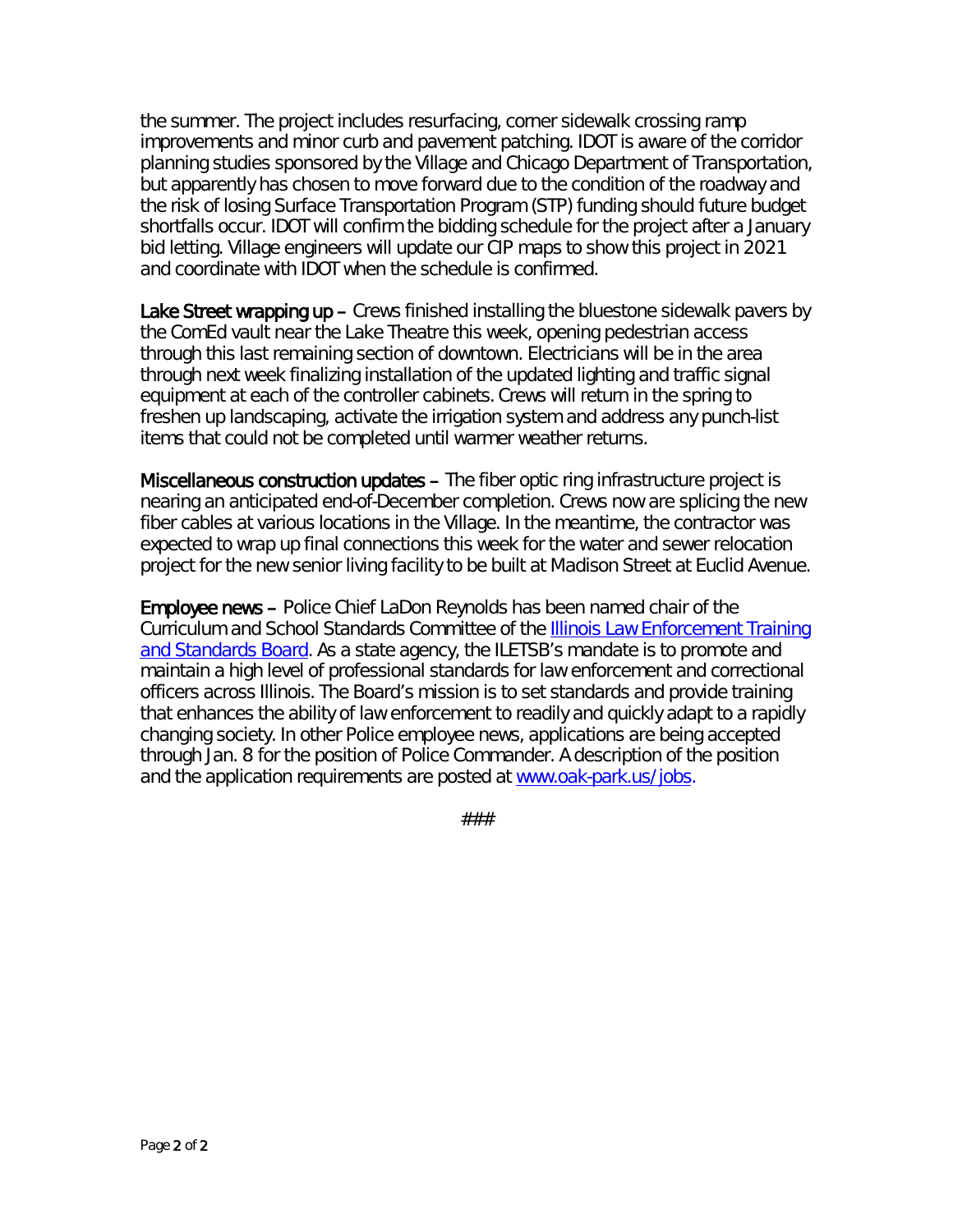the summer. The project includes resurfacing, corner sidewalk crossing ramp improvements and minor curb and pavement patching. IDOT is aware of the corridor planning studies sponsored by the Village and Chicago Department of Transportation, but apparently has chosen to move forward due to the condition of the roadway and the risk of losing Surface Transportation Program (STP) funding should future budget shortfalls occur. IDOT will confirm the bidding schedule for the project after a January bid letting. Village engineers will update our CIP maps to show this project in 2021 and coordinate with IDOT when the schedule is confirmed.

**Lake Street wrapping up –** Crews finished installing the bluestone sidewalk pavers by the ComEd vault near the Lake Theatre this week, opening pedestrian access through this last remaining section of downtown. Electricians will be in the area through next week finalizing installation of the updated lighting and traffic signal equipment at each of the controller cabinets. Crews will return in the spring to freshen up landscaping, activate the irrigation system and address any punch-list items that could not be completed until warmer weather returns.

**Miscellaneous construction updates –** The fiber optic ring infrastructure project is nearing an anticipated end-of-December completion. Crews now are splicing the new fiber cables at various locations in the Village. In the meantime, the contractor was expected to wrap up final connections this week for the water and sewer relocation project for the new senior living facility to be built at Madison Street at Euclid Avenue.

**Employee news –** Police Chief LaDon Reynolds has been named chair of the Curriculum and School Standards Committee of the [Illinois Law Enforcement Training and Standards Board](). As a state agency, the ILETSB's mandate is to promote and maintain a high level of professional standards for law enforcement and correctional officers across Illinois. The Board's mission is to set standards and provide training that enhances the ability of law enforcement to readily and quickly adapt to a rapidly changing society. In other Police employee news, applications are being accepted through Jan. 8 for the position of Police Commander. A description of the position and the application requirements are posted at [www.oak-park.us/jobs](www.oak-park.us/jobs).

###